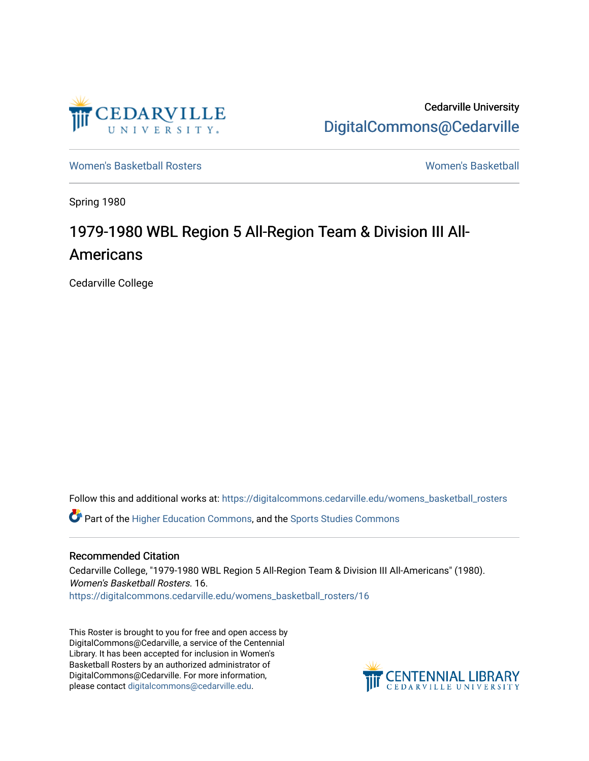Cedarville University

DigitalCommons@Cedarville

Women's Basketball Rosters

Women's Basketball

Spring 1980

# 1979-1980 WBL Region 5 All-Region Team & Division III All-Americans

Cedarville College

Follow this and additional works at: https://digitalcommons.cedarville.edu/womens_basketball_rosters

Part of the Higher Education Commons, and the Sports Studies Commons

## Recommended Citation

Cedarville College, "1979-1980 WBL Region 5 All-Region Team & Division III All-Americans" (1980). *Women's Basketball Rosters*. 16.
https://digitalcommons.cedarville.edu/womens_basketball_rosters/16

This Roster is brought to you for free and open access by DigitalCommons@Cedarville, a service of the Centennial Library. It has been accepted for inclusion in Women's Basketball Rosters by an authorized administrator of DigitalCommons@Cedarville. For more information, please contact digitalcommons@cedarville.edu.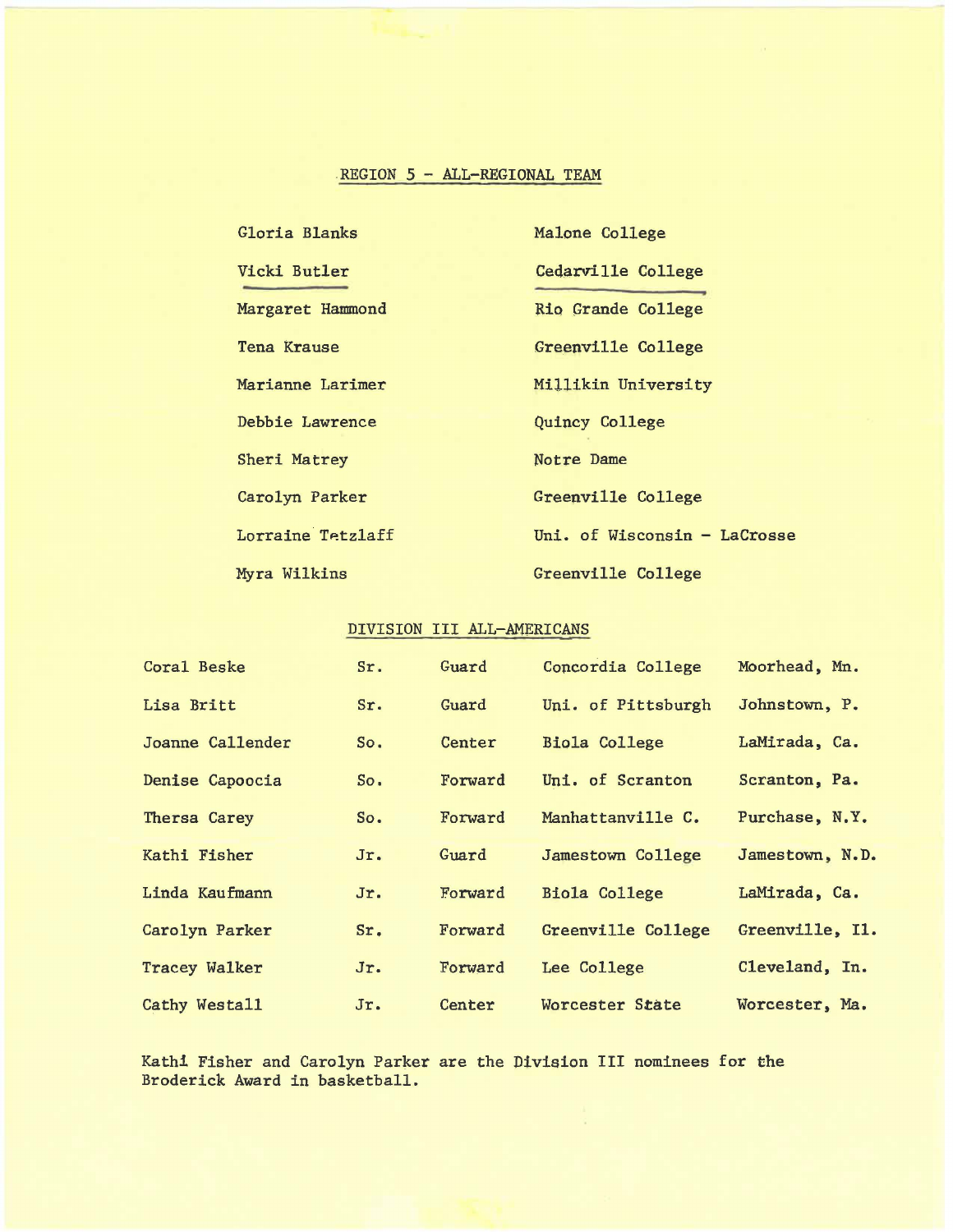## REGION 5 - ALL-REGIONAL TEAM

| | |
|---|---|
| Gloria Blanks | Malone College |
| Vicki Butler | Cedarville College |
| Margaret Hammond | Rio Grande College |
| Tena Krause | Greenville College |
| Marianne Larimer | Millikin University |
| Debbie Lawrence | Quincy College |
| Sheri Matrey | Notre Dame |
| Carolyn Parker | Greenville College |
| Lorraine Tetzlaff | Uni. of Wisconsin - LaCrosse |
| Myra Wilkins | Greenville College |

## DIVISION III ALL-AMERICANS

| | | | | |
|---|---|---|---|---|
| Coral Beske | Sr. | Guard | Concordia College | Moorhead, Mn. |
| Lisa Britt | Sr. | Guard | Uni. of Pittsburgh | Johnstown, P. |
| Joanne Callender | So. | Center | Biola College | LaMirada, Ca. |
| Denise Capoocia | So. | Forward | Uni. of Scranton | Scranton, Pa. |
| Thersa Carey | So. | Forward | Manhattanville C. | Purchase, N.Y. |
| Kathi Fisher | Jr. | Guard | Jamestown College | Jamestown, N.D. |
| Linda Kaufmann | Jr. | Forward | Biola College | LaMirada, Ca. |
| Carolyn Parker | Sr. | Forward | Greenville College | Greenville, Il. |
| Tracey Walker | Jr. | Forward | Lee College | Cleveland, In. |
| Cathy Westall | Jr. | Center | Worcester State | Worcester, Ma. |

Kathi Fisher and Carolyn Parker are the Division III nominees for the Broderick Award in basketball.